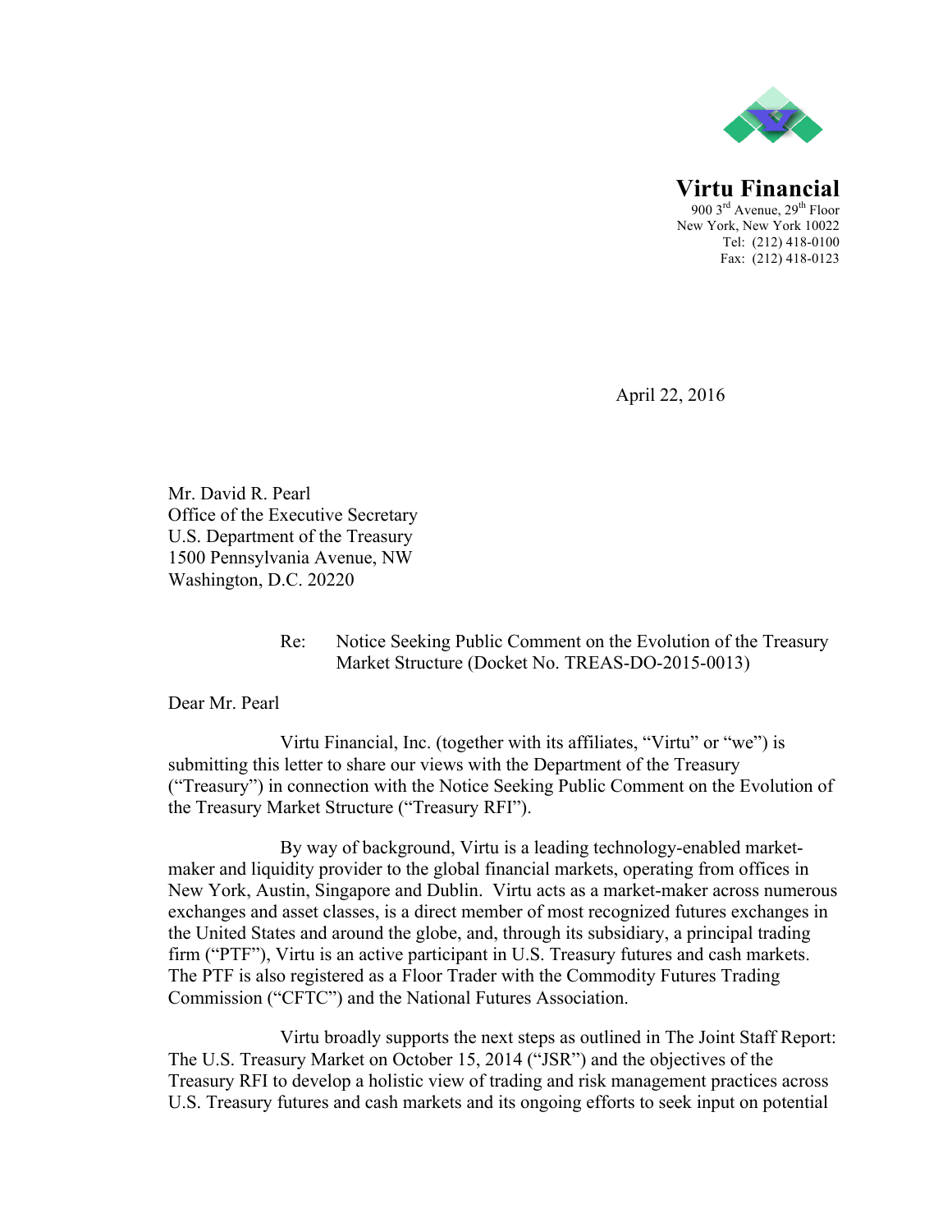**Virtu Financial**
900 3rd Avenue, 29th Floor
New York, New York 10022
Tel: (212) 418-0100
Fax: (212) 418-0123

April 22, 2016

Mr. David R. Pearl
Office of the Executive Secretary
U.S. Department of the Treasury
1500 Pennsylvania Avenue, NW
Washington, D.C. 20220

Re: Notice Seeking Public Comment on the Evolution of the Treasury Market Structure (Docket No. TREAS-DO-2015-0013)

Dear Mr. Pearl

Virtu Financial, Inc. (together with its affiliates, "Virtu" or "we") is submitting this letter to share our views with the Department of the Treasury ("Treasury") in connection with the Notice Seeking Public Comment on the Evolution of the Treasury Market Structure ("Treasury RFI").

By way of background, Virtu is a leading technology-enabled market-maker and liquidity provider to the global financial markets, operating from offices in New York, Austin, Singapore and Dublin. Virtu acts as a market-maker across numerous exchanges and asset classes, is a direct member of most recognized futures exchanges in the United States and around the globe, and, through its subsidiary, a principal trading firm ("PTF"), Virtu is an active participant in U.S. Treasury futures and cash markets. The PTF is also registered as a Floor Trader with the Commodity Futures Trading Commission ("CFTC") and the National Futures Association.

Virtu broadly supports the next steps as outlined in The Joint Staff Report: The U.S. Treasury Market on October 15, 2014 ("JSR") and the objectives of the Treasury RFI to develop a holistic view of trading and risk management practices across U.S. Treasury futures and cash markets and its ongoing efforts to seek input on potential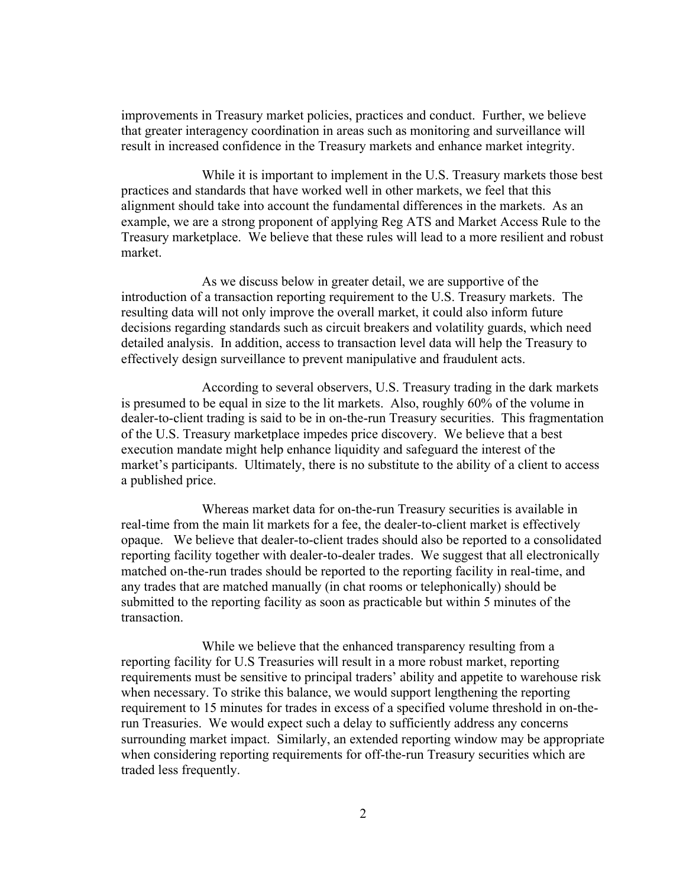improvements in Treasury market policies, practices and conduct. Further, we believe that greater interagency coordination in areas such as monitoring and surveillance will result in increased confidence in the Treasury markets and enhance market integrity.

While it is important to implement in the U.S. Treasury markets those best practices and standards that have worked well in other markets, we feel that this alignment should take into account the fundamental differences in the markets. As an example, we are a strong proponent of applying Reg ATS and Market Access Rule to the Treasury marketplace. We believe that these rules will lead to a more resilient and robust market.

As we discuss below in greater detail, we are supportive of the introduction of a transaction reporting requirement to the U.S. Treasury markets. The resulting data will not only improve the overall market, it could also inform future decisions regarding standards such as circuit breakers and volatility guards, which need detailed analysis. In addition, access to transaction level data will help the Treasury to effectively design surveillance to prevent manipulative and fraudulent acts.

According to several observers, U.S. Treasury trading in the dark markets is presumed to be equal in size to the lit markets. Also, roughly 60% of the volume in dealer-to-client trading is said to be in on-the-run Treasury securities. This fragmentation of the U.S. Treasury marketplace impedes price discovery. We believe that a best execution mandate might help enhance liquidity and safeguard the interest of the market's participants. Ultimately, there is no substitute to the ability of a client to access a published price.

Whereas market data for on-the-run Treasury securities is available in real-time from the main lit markets for a fee, the dealer-to-client market is effectively opaque. We believe that dealer-to-client trades should also be reported to a consolidated reporting facility together with dealer-to-dealer trades. We suggest that all electronically matched on-the-run trades should be reported to the reporting facility in real-time, and any trades that are matched manually (in chat rooms or telephonically) should be submitted to the reporting facility as soon as practicable but within 5 minutes of the transaction.

While we believe that the enhanced transparency resulting from a reporting facility for U.S Treasuries will result in a more robust market, reporting requirements must be sensitive to principal traders' ability and appetite to warehouse risk when necessary. To strike this balance, we would support lengthening the reporting requirement to 15 minutes for trades in excess of a specified volume threshold in on-the-run Treasuries. We would expect such a delay to sufficiently address any concerns surrounding market impact. Similarly, an extended reporting window may be appropriate when considering reporting requirements for off-the-run Treasury securities which are traded less frequently.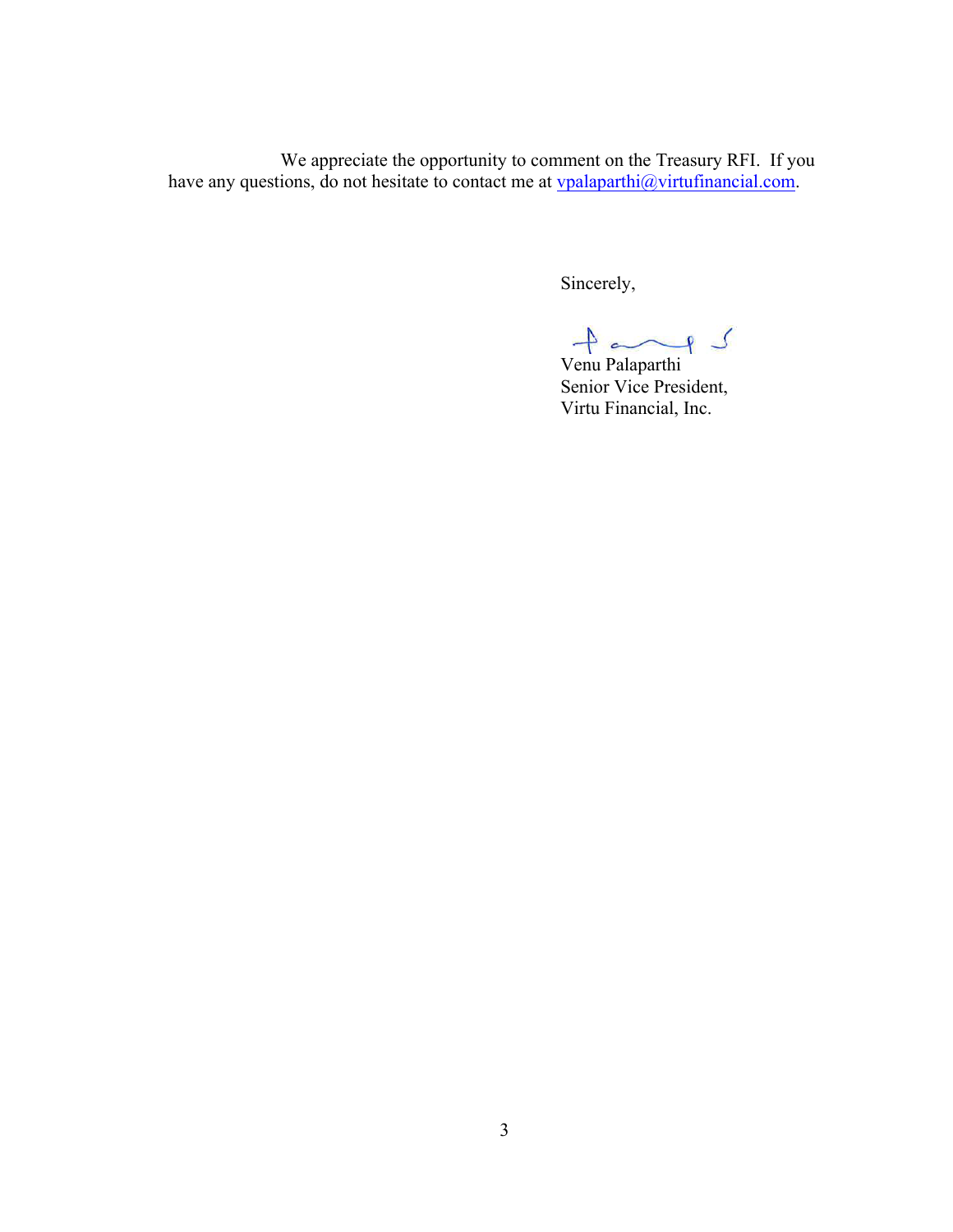We appreciate the opportunity to comment on the Treasury RFI. If you have any questions, do not hesitate to contact me at vpalaparthi@virtufinancial.com.

Sincerely,

Venu Palaparthi  
Senior Vice President,  
Virtu Financial, Inc.